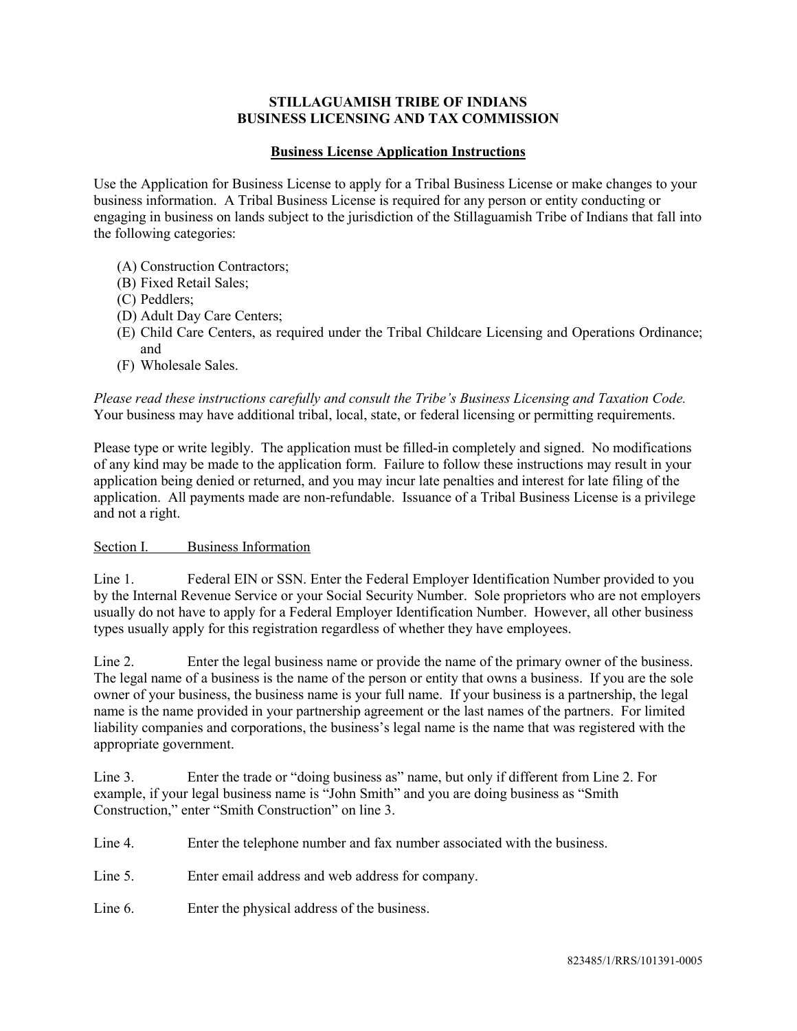**STILLAGUAMISH TRIBE OF INDIANS**
**BUSINESS LICENSING AND TAX COMMISSION**

## Business License Application Instructions

Use the Application for Business License to apply for a Tribal Business License or make changes to your business information. A Tribal Business License is required for any person or entity conducting or engaging in business on lands subject to the jurisdiction of the Stillaguamish Tribe of Indians that fall into the following categories:

(A) Construction Contractors;
(B) Fixed Retail Sales;
(C) Peddlers;
(D) Adult Day Care Centers;
(E) Child Care Centers, as required under the Tribal Childcare Licensing and Operations Ordinance; and
(F) Wholesale Sales.

*Please read these instructions carefully and consult the Tribe's Business Licensing and Taxation Code.* Your business may have additional tribal, local, state, or federal licensing or permitting requirements.

Please type or write legibly. The application must be filled-in completely and signed. No modifications of any kind may be made to the application form. Failure to follow these instructions may result in your application being denied or returned, and you may incur late penalties and interest for late filing of the application. All payments made are non-refundable. Issuance of a Tribal Business License is a privilege and not a right.

### Section I. Business Information

Line 1. Federal EIN or SSN. Enter the Federal Employer Identification Number provided to you by the Internal Revenue Service or your Social Security Number. Sole proprietors who are not employers usually do not have to apply for a Federal Employer Identification Number. However, all other business types usually apply for this registration regardless of whether they have employees.

Line 2. Enter the legal business name or provide the name of the primary owner of the business. The legal name of a business is the name of the person or entity that owns a business. If you are the sole owner of your business, the business name is your full name. If your business is a partnership, the legal name is the name provided in your partnership agreement or the last names of the partners. For limited liability companies and corporations, the business's legal name is the name that was registered with the appropriate government.

Line 3. Enter the trade or "doing business as" name, but only if different from Line 2. For example, if your legal business name is "John Smith" and you are doing business as "Smith Construction," enter "Smith Construction" on line 3.

Line 4. Enter the telephone number and fax number associated with the business.

Line 5. Enter email address and web address for company.

Line 6. Enter the physical address of the business.

823485/1/RRS/101391-0005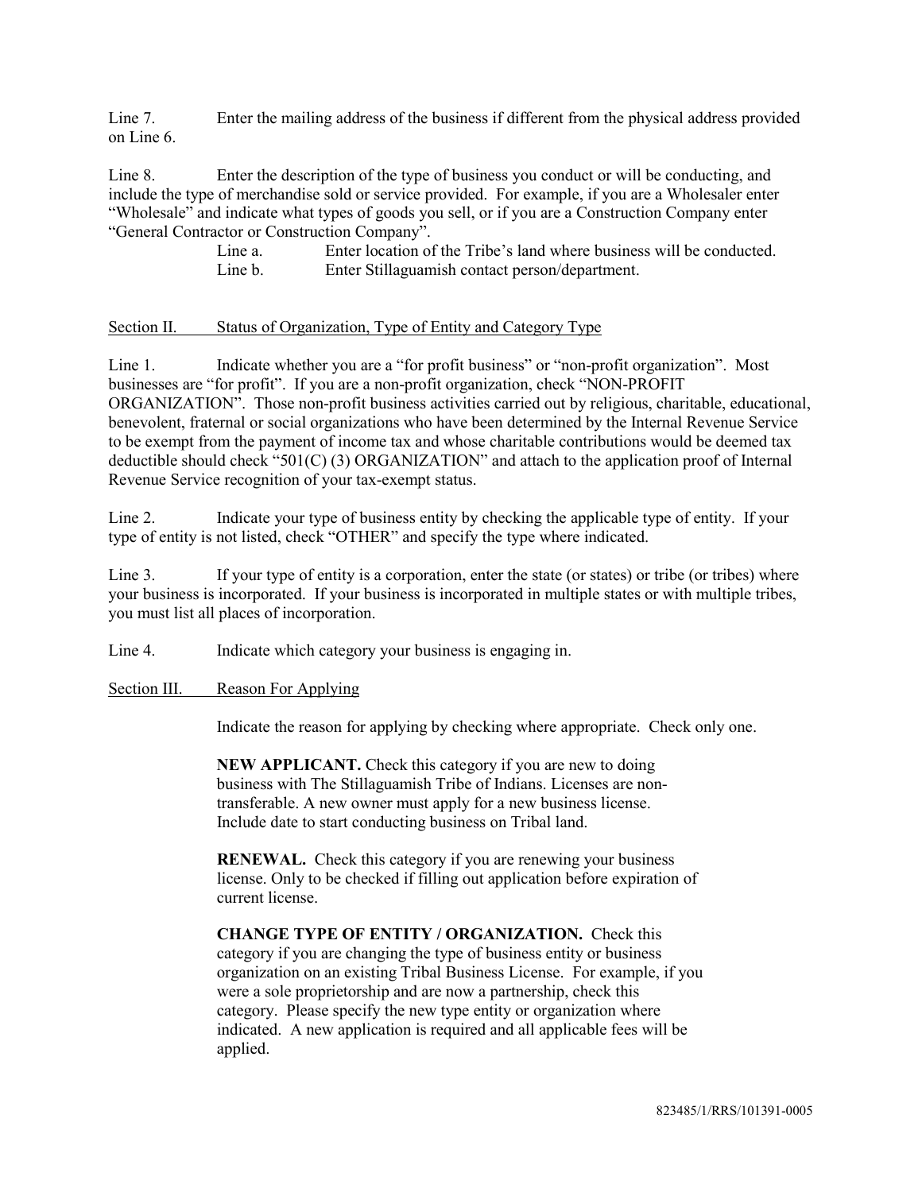Line 7. Enter the mailing address of the business if different from the physical address provided on Line 6.

Line 8. Enter the description of the type of business you conduct or will be conducting, and include the type of merchandise sold or service provided. For example, if you are a Wholesaler enter "Wholesale" and indicate what types of goods you sell, or if you are a Construction Company enter "General Contractor or Construction Company".

Line a. Enter location of the Tribe's land where business will be conducted.

Line b. Enter Stillaguamish contact person/department.

<u>Section II. Status of Organization, Type of Entity and Category Type</u>

Line 1. Indicate whether you are a "for profit business" or "non-profit organization". Most businesses are "for profit". If you are a non-profit organization, check "NON-PROFIT ORGANIZATION". Those non-profit business activities carried out by religious, charitable, educational, benevolent, fraternal or social organizations who have been determined by the Internal Revenue Service to be exempt from the payment of income tax and whose charitable contributions would be deemed tax deductible should check "501(C) (3) ORGANIZATION" and attach to the application proof of Internal Revenue Service recognition of your tax-exempt status.

Line 2. Indicate your type of business entity by checking the applicable type of entity. If your type of entity is not listed, check "OTHER" and specify the type where indicated.

Line 3. If your type of entity is a corporation, enter the state (or states) or tribe (or tribes) where your business is incorporated. If your business is incorporated in multiple states or with multiple tribes, you must list all places of incorporation.

Line 4. Indicate which category your business is engaging in.

<u>Section III. Reason For Applying</u>

Indicate the reason for applying by checking where appropriate. Check only one.

**NEW APPLICANT.** Check this category if you are new to doing business with The Stillaguamish Tribe of Indians. Licenses are non-transferable. A new owner must apply for a new business license. Include date to start conducting business on Tribal land.

**RENEWAL.** Check this category if you are renewing your business license. Only to be checked if filling out application before expiration of current license.

**CHANGE TYPE OF ENTITY / ORGANIZATION.** Check this category if you are changing the type of business entity or business organization on an existing Tribal Business License. For example, if you were a sole proprietorship and are now a partnership, check this category. Please specify the new type entity or organization where indicated. A new application is required and all applicable fees will be applied.

823485/1/RRS/101391-0005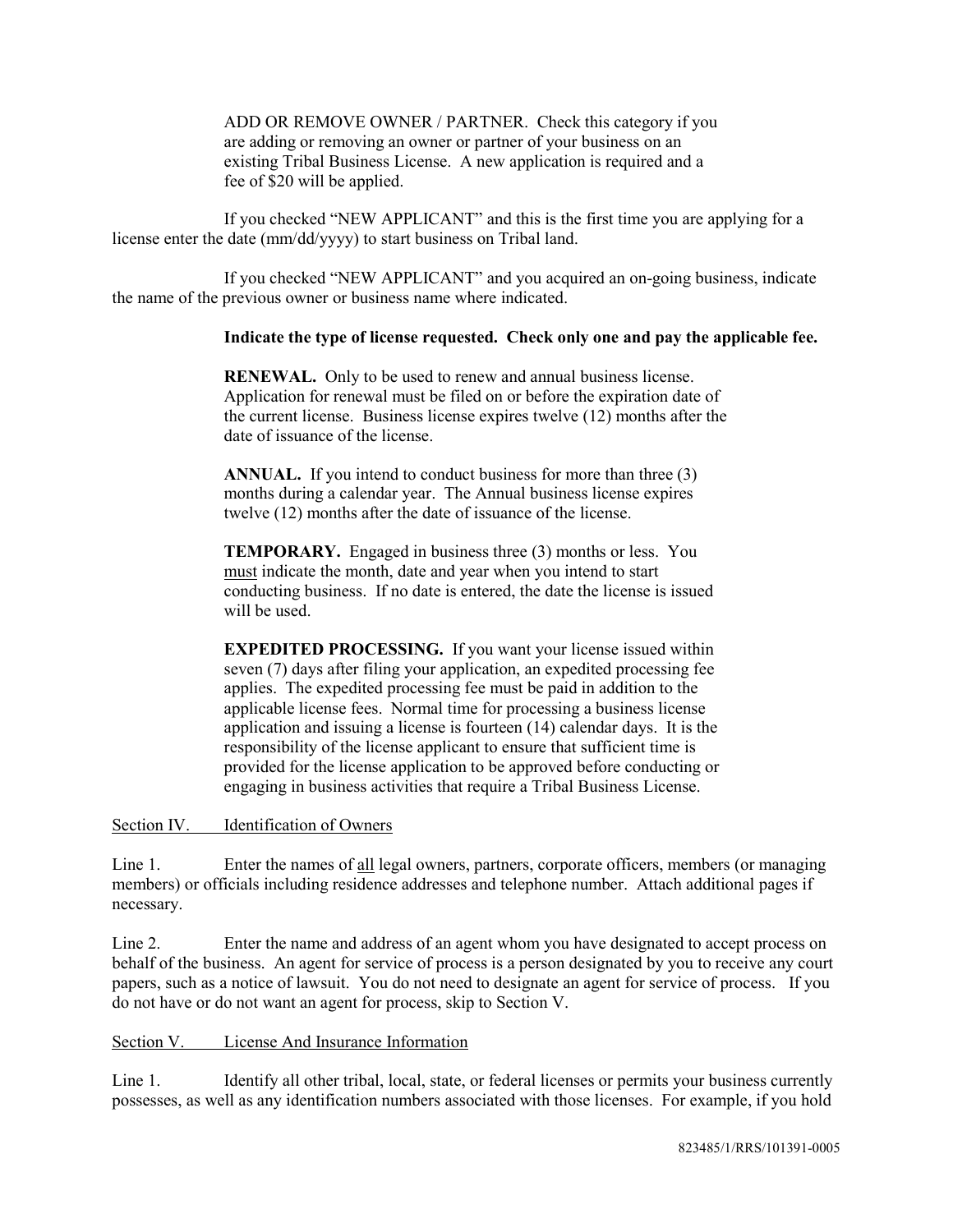ADD OR REMOVE OWNER / PARTNER. Check this category if you are adding or removing an owner or partner of your business on an existing Tribal Business License. A new application is required and a fee of $20 will be applied.

If you checked "NEW APPLICANT" and this is the first time you are applying for a license enter the date (mm/dd/yyyy) to start business on Tribal land.

If you checked "NEW APPLICANT" and you acquired an on-going business, indicate the name of the previous owner or business name where indicated.

**Indicate the type of license requested. Check only one and pay the applicable fee.**

**RENEWAL.** Only to be used to renew and annual business license. Application for renewal must be filed on or before the expiration date of the current license. Business license expires twelve (12) months after the date of issuance of the license.

**ANNUAL.** If you intend to conduct business for more than three (3) months during a calendar year. The Annual business license expires twelve (12) months after the date of issuance of the license.

**TEMPORARY.** Engaged in business three (3) months or less. You must indicate the month, date and year when you intend to start conducting business. If no date is entered, the date the license is issued will be used.

**EXPEDITED PROCESSING.** If you want your license issued within seven (7) days after filing your application, an expedited processing fee applies. The expedited processing fee must be paid in addition to the applicable license fees. Normal time for processing a business license application and issuing a license is fourteen (14) calendar days. It is the responsibility of the license applicant to ensure that sufficient time is provided for the license application to be approved before conducting or engaging in business activities that require a Tribal Business License.

Section IV. Identification of Owners

Line 1. Enter the names of all legal owners, partners, corporate officers, members (or managing members) or officials including residence addresses and telephone number. Attach additional pages if necessary.

Line 2. Enter the name and address of an agent whom you have designated to accept process on behalf of the business. An agent for service of process is a person designated by you to receive any court papers, such as a notice of lawsuit. You do not need to designate an agent for service of process. If you do not have or do not want an agent for process, skip to Section V.

Section V. License And Insurance Information

Line 1. Identify all other tribal, local, state, or federal licenses or permits your business currently possesses, as well as any identification numbers associated with those licenses. For example, if you hold

823485/1/RRS/101391-0005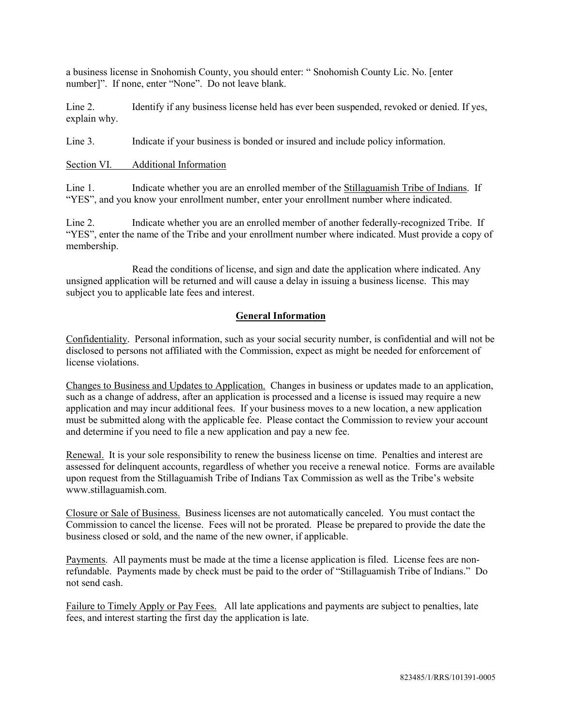a business license in Snohomish County, you should enter: " Snohomish County Lic. No. [enter number]". If none, enter "None". Do not leave blank.

Line 2. Identify if any business license held has ever been suspended, revoked or denied. If yes, explain why.

Line 3. Indicate if your business is bonded or insured and include policy information.

Section VI. Additional Information

Line 1. Indicate whether you are an enrolled member of the Stillaguamish Tribe of Indians. If "YES", and you know your enrollment number, enter your enrollment number where indicated.

Line 2. Indicate whether you are an enrolled member of another federally-recognized Tribe. If "YES", enter the name of the Tribe and your enrollment number where indicated. Must provide a copy of membership.

Read the conditions of license, and sign and date the application where indicated. Any unsigned application will be returned and will cause a delay in issuing a business license. This may subject you to applicable late fees and interest.

## General Information

Confidentiality. Personal information, such as your social security number, is confidential and will not be disclosed to persons not affiliated with the Commission, expect as might be needed for enforcement of license violations.

Changes to Business and Updates to Application. Changes in business or updates made to an application, such as a change of address, after an application is processed and a license is issued may require a new application and may incur additional fees. If your business moves to a new location, a new application must be submitted along with the applicable fee. Please contact the Commission to review your account and determine if you need to file a new application and pay a new fee.

Renewal. It is your sole responsibility to renew the business license on time. Penalties and interest are assessed for delinquent accounts, regardless of whether you receive a renewal notice. Forms are available upon request from the Stillaguamish Tribe of Indians Tax Commission as well as the Tribe's website www.stillaguamish.com.

Closure or Sale of Business. Business licenses are not automatically canceled. You must contact the Commission to cancel the license. Fees will not be prorated. Please be prepared to provide the date the business closed or sold, and the name of the new owner, if applicable.

Payments. All payments must be made at the time a license application is filed. License fees are non-refundable. Payments made by check must be paid to the order of "Stillaguamish Tribe of Indians." Do not send cash.

Failure to Timely Apply or Pay Fees. All late applications and payments are subject to penalties, late fees, and interest starting the first day the application is late.

823485/1/RRS/101391-0005